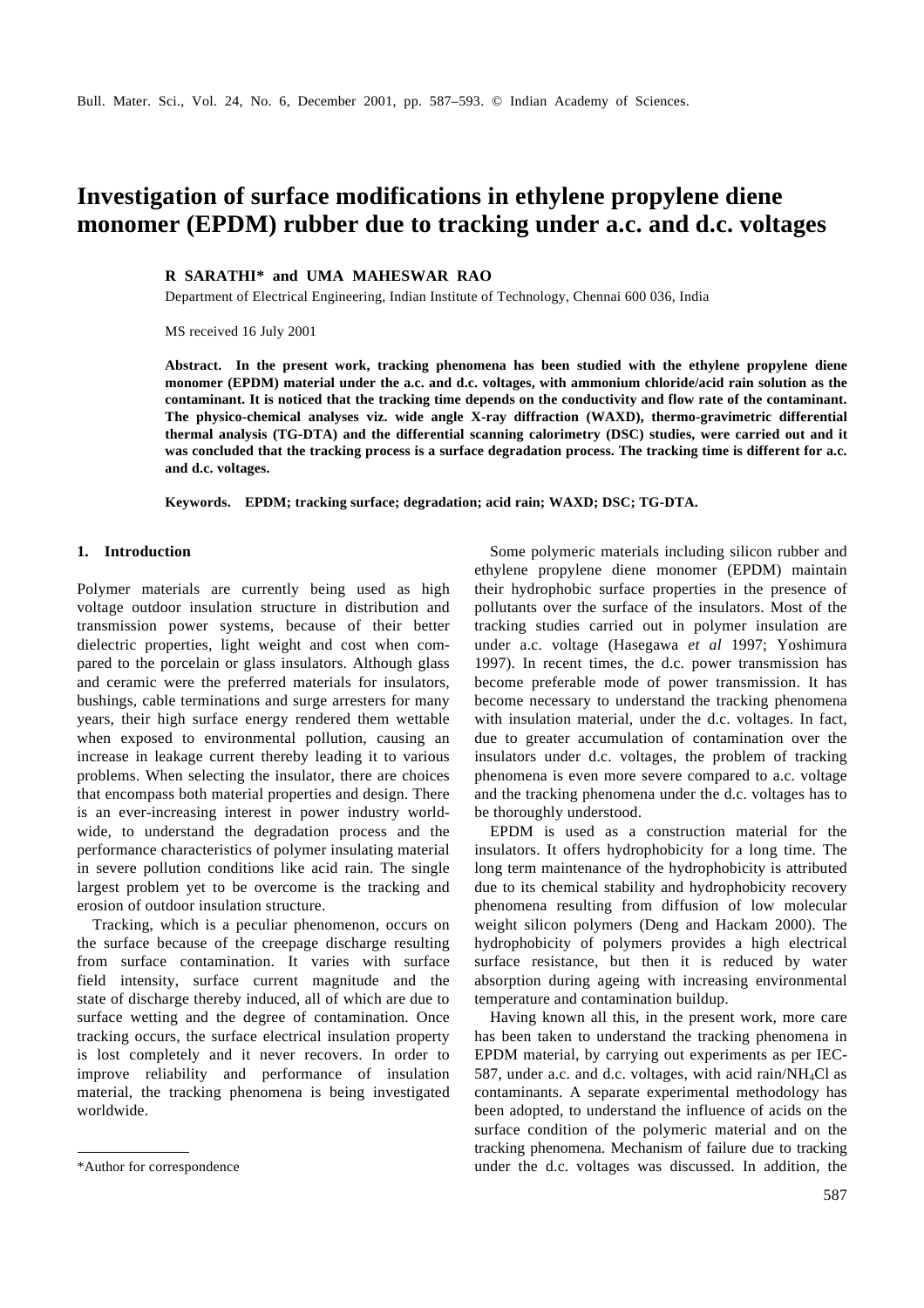# Investigation of surface modifications in ethylene propylene diene monomer (EPDM) rubber due to tracking under a.c. and d.c. voltages

**R SARATHI\* and UMA MAHESWAR RAO**

Department of Electrical Engineering, Indian Institute of Technology, Chennai 600 036, India

MS received 16 July 2001

**Abstract. In the present work, tracking phenomena has been studied with the ethylene propylene diene monomer (EPDM) material under the a.c. and d.c. voltages, with ammonium chloride/acid rain solution as the contaminant. It is noticed that the tracking time depends on the conductivity and flow rate of the contaminant. The physico-chemical analyses viz. wide angle X-ray diffraction (WAXD), thermo-gravimetric differential thermal analysis (TG-DTA) and the differential scanning calorimetry (DSC) studies, were carried out and it was concluded that the tracking process is a surface degradation process. The tracking time is different for a.c. and d.c. voltages.**

**Keywords. EPDM; tracking surface; degradation; acid rain; WAXD; DSC; TG-DTA.**

## 1. Introduction

Polymer materials are currently being used as high voltage outdoor insulation structure in distribution and transmission power systems, because of their better dielectric properties, light weight and cost when compared to the porcelain or glass insulators. Although glass and ceramic were the preferred materials for insulators, bushings, cable terminations and surge arresters for many years, their high surface energy rendered them wettable when exposed to environmental pollution, causing an increase in leakage current thereby leading it to various problems. When selecting the insulator, there are choices that encompass both material properties and design. There is an ever-increasing interest in power industry worldwide, to understand the degradation process and the performance characteristics of polymer insulating material in severe pollution conditions like acid rain. The single largest problem yet to be overcome is the tracking and erosion of outdoor insulation structure.

Tracking, which is a peculiar phenomenon, occurs on the surface because of the creepage discharge resulting from surface contamination. It varies with surface field intensity, surface current magnitude and the state of discharge thereby induced, all of which are due to surface wetting and the degree of contamination. Once tracking occurs, the surface electrical insulation property is lost completely and it never recovers. In order to improve reliability and performance of insulation material, the tracking phenomena is being investigated worldwide.

Some polymeric materials including silicon rubber and ethylene propylene diene monomer (EPDM) maintain their hydrophobic surface properties in the presence of pollutants over the surface of the insulators. Most of the tracking studies carried out in polymer insulation are under a.c. voltage (Hasegawa *et al* 1997; Yoshimura 1997). In recent times, the d.c. power transmission has become preferable mode of power transmission. It has become necessary to understand the tracking phenomena with insulation material, under the d.c. voltages. In fact, due to greater accumulation of contamination over the insulators under d.c. voltages, the problem of tracking phenomena is even more severe compared to a.c. voltage and the tracking phenomena under the d.c. voltages has to be thoroughly understood.

EPDM is used as a construction material for the insulators. It offers hydrophobicity for a long time. The long term maintenance of the hydrophobicity is attributed due to its chemical stability and hydrophobicity recovery phenomena resulting from diffusion of low molecular weight silicon polymers (Deng and Hackam 2000). The hydrophobicity of polymers provides a high electrical surface resistance, but then it is reduced by water absorption during ageing with increasing environmental temperature and contamination buildup.

Having known all this, in the present work, more care has been taken to understand the tracking phenomena in EPDM material, by carrying out experiments as per IEC-587, under a.c. and d.c. voltages, with acid rain/$NH_4Cl$ as contaminants. A separate experimental methodology has been adopted, to understand the influence of acids on the surface condition of the polymeric material and on the tracking phenomena. Mechanism of failure due to tracking under the d.c. voltages was discussed. In addition, the

\*Author for correspondence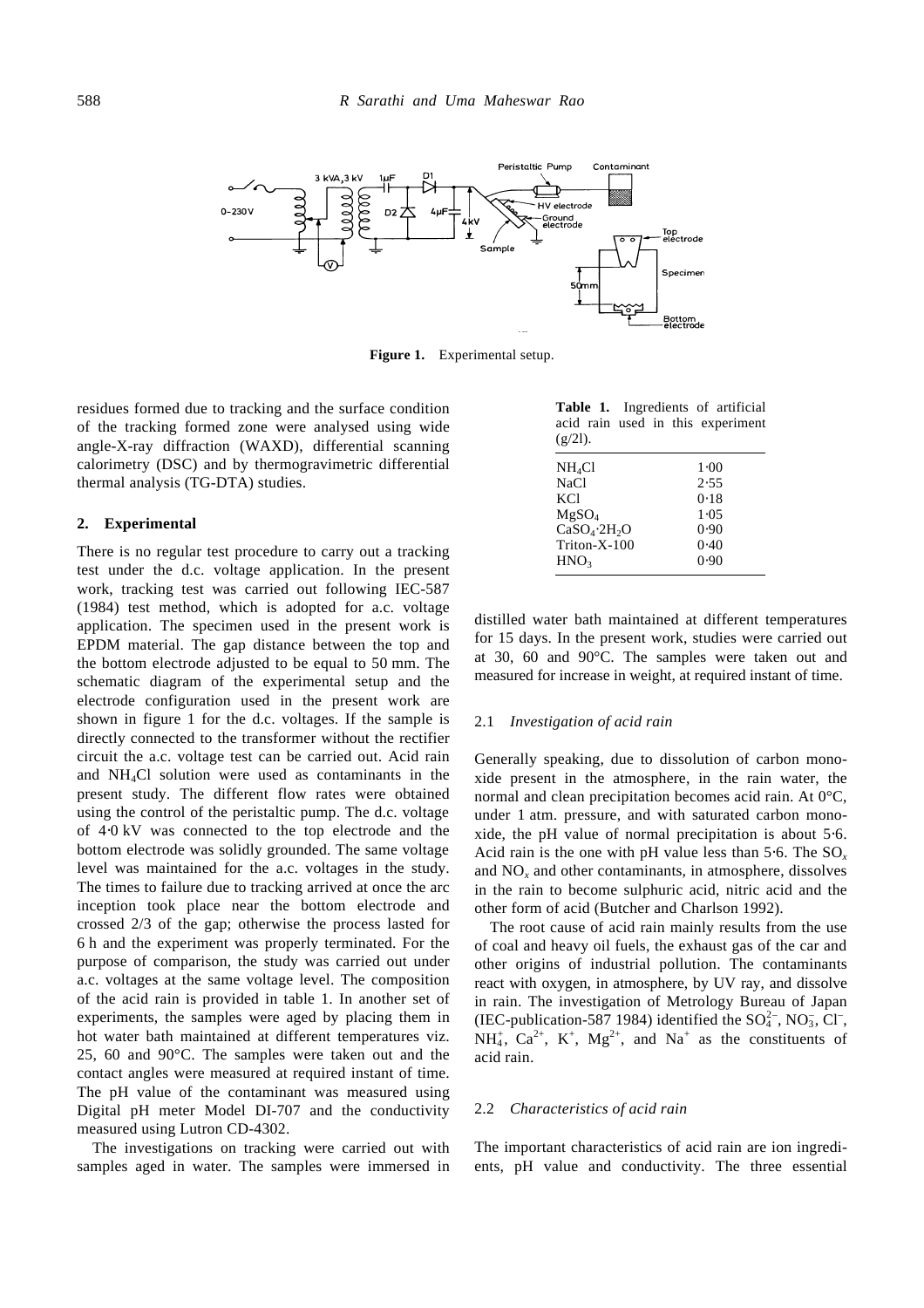**Figure 1.** Experimental setup.

residues formed due to tracking and the surface condition of the tracking formed zone were analysed using wide angle-X-ray diffraction (WAXD), differential scanning calorimetry (DSC) and by thermogravimetric differential thermal analysis (TG-DTA) studies.

## 2. Experimental

There is no regular test procedure to carry out a tracking test under the d.c. voltage application. In the present work, tracking test was carried out following IEC-587 (1984) test method, which is adopted for a.c. voltage application. The specimen used in the present work is EPDM material. The gap distance between the top and the bottom electrode adjusted to be equal to 50 mm. The schematic diagram of the experimental setup and the electrode configuration used in the present work are shown in figure 1 for the d.c. voltages. If the sample is directly connected to the transformer without the rectifier circuit the a.c. voltage test can be carried out. Acid rain and $NH_4Cl$ solution were used as contaminants in the present study. The different flow rates were obtained using the control of the peristaltic pump. The d.c. voltage of 4·0 kV was connected to the top electrode and the bottom electrode was solidly grounded. The same voltage level was maintained for the a.c. voltages in the study. The times to failure due to tracking arrived at once the arc inception took place near the bottom electrode and crossed 2/3 of the gap; otherwise the process lasted for 6 h and the experiment was properly terminated. For the purpose of comparison, the study was carried out under a.c. voltages at the same voltage level. The composition of the acid rain is provided in table 1. In another set of experiments, the samples were aged by placing them in hot water bath maintained at different temperatures viz. 25, 60 and 90°C. The samples were taken out and the contact angles were measured at required instant of time. The pH value of the contaminant was measured using Digital pH meter Model DI-707 and the conductivity measured using Lutron CD-4302.

The investigations on tracking were carried out with samples aged in water. The samples were immersed in distilled water bath maintained at different temperatures for 15 days. In the present work, studies were carried out at 30, 60 and 90°C. The samples were taken out and measured for increase in weight, at required instant of time.

**Table 1.** Ingredients of artificial acid rain used in this experiment (g/2l).

| | |
|---|---|
| $NH_4Cl$ | 1·00 |
| $NaCl$ | 2·55 |
| $KCl$ | 0·18 |
| $MgSO_4$ | 1·05 |
| $CaSO_4{\cdot}2H_2O$ | 0·90 |
| Triton-X-100 | 0·40 |
| $HNO_3$ | 0·90 |

### 2.1 *Investigation of acid rain*

Generally speaking, due to dissolution of carbon monoxide present in the atmosphere, in the rain water, the normal and clean precipitation becomes acid rain. At 0°C, under 1 atm. pressure, and with saturated carbon monoxide, the pH value of normal precipitation is about 5·6. Acid rain is the one with pH value less than 5·6. The $SO_x$ and $NO_x$ and other contaminants, in atmosphere, dissolves in the rain to become sulphuric acid, nitric acid and the other form of acid (Butcher and Charlson 1992).

The root cause of acid rain mainly results from the use of coal and heavy oil fuels, the exhaust gas of the car and other origins of industrial pollution. The contaminants react with oxygen, in atmosphere, by UV ray, and dissolve in rain. The investigation of Metrology Bureau of Japan (IEC-publication-587 1984) identified the $SO_4^{2-}$, $NO_3^-$, $Cl^-$, $NH_4^+$, $Ca^{2+}$, $K^+$, $Mg^{2+}$, and $Na^+$ as the constituents of acid rain.

### 2.2 *Characteristics of acid rain*

The important characteristics of acid rain are ion ingredients, pH value and conductivity. The three essential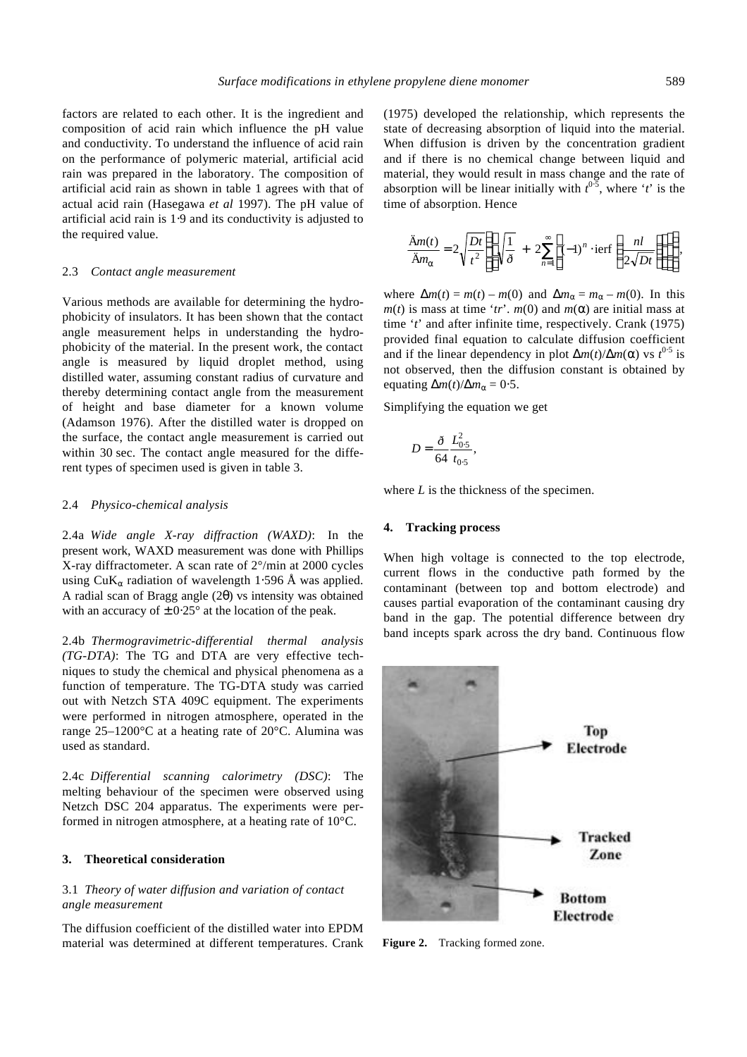factors are related to each other. It is the ingredient and composition of acid rain which influence the pH value and conductivity. To understand the influence of acid rain on the performance of polymeric material, artificial acid rain was prepared in the laboratory. The composition of artificial acid rain as shown in table 1 agrees with that of actual acid rain (Hasegawa *et al* 1997). The pH value of artificial acid rain is 1·9 and its conductivity is adjusted to the required value.

### 2.3 *Contact angle measurement*

Various methods are available for determining the hydrophobicity of insulators. It has been shown that the contact angle measurement helps in understanding the hydrophobicity of the material. In the present work, the contact angle is measured by liquid droplet method, using distilled water, assuming constant radius of curvature and thereby determining contact angle from the measurement of height and base diameter for a known volume (Adamson 1976). After the distilled water is dropped on the surface, the contact angle measurement is carried out within 30 sec. The contact angle measured for the different types of specimen used is given in table 3.

### 2.4 *Physico-chemical analysis*

2.4a *Wide angle X-ray diffraction (WAXD)*: In the present work, WAXD measurement was done with Phillips X-ray diffractometer. A scan rate of 2°/min at 2000 cycles using $CuK_\alpha$ radiation of wavelength 1·596 Å was applied. A radial scan of Bragg angle ($2\theta$) vs intensity was obtained with an accuracy of ± 0·25° at the location of the peak.

2.4b *Thermogravimetric-differential thermal analysis (TG-DTA)*: The TG and DTA are very effective techniques to study the chemical and physical phenomena as a function of temperature. The TG-DTA study was carried out with Netzch STA 409C equipment. The experiments were performed in nitrogen atmosphere, operated in the range 25–1200°C at a heating rate of 20°C. Alumina was used as standard.

2.4c *Differential scanning calorimetry (DSC)*: The melting behaviour of the specimen were observed using Netzch DSC 204 apparatus. The experiments were performed in nitrogen atmosphere, at a heating rate of 10°C.

## 3. Theoretical consideration

### 3.1 *Theory of water diffusion and variation of contact angle measurement*

The diffusion coefficient of the distilled water into EPDM material was determined at different temperatures. Crank (1975) developed the relationship, which represents the state of decreasing absorption of liquid into the material. When diffusion is driven by the concentration gradient and if there is no chemical change between liquid and material, they would result in mass change and the rate of absorption will be linear initially with $t^{0\cdot5}$, where '$t$' is the time of absorption. Hence

$$\frac{\Delta m(t)}{\Delta m_\alpha} = 2\sqrt{\frac{Dt}{t^2}}\left[\sqrt{\frac{1}{\pi}} + 2\sum_{n=1}^{\infty}\left((-1)^n \cdot \mathrm{ierf}\left(\frac{nl}{2\sqrt{Dt}}\right)\right)\right],$$

where $\Delta m(t) = m(t) - m(0)$ and $\Delta m_\alpha = m_\alpha - m(0)$. In this $m(t)$ is mass at time '$tr$'. $m(0)$ and $m(\alpha)$ are initial mass at time '$t$' and after infinite time, respectively. Crank (1975) provided final equation to calculate diffusion coefficient and if the linear dependency in plot $\Delta m(t)/\Delta m(\alpha)$ vs $t^{0\cdot5}$ is not observed, then the diffusion constant is obtained by equating $\Delta m(t)/\Delta m_\alpha = 0\cdot5$.

Simplifying the equation we get

$$D = \frac{\pi}{64}\frac{L_{0\cdot5}^2}{t_{0\cdot5}},$$

where $L$ is the thickness of the specimen.

## 4. Tracking process

When high voltage is connected to the top electrode, current flows in the conductive path formed by the contaminant (between top and bottom electrode) and causes partial evaporation of the contaminant causing dry band in the gap. The potential difference between dry band incepts spark across the dry band. Continuous flow

**Figure 2.** Tracking formed zone.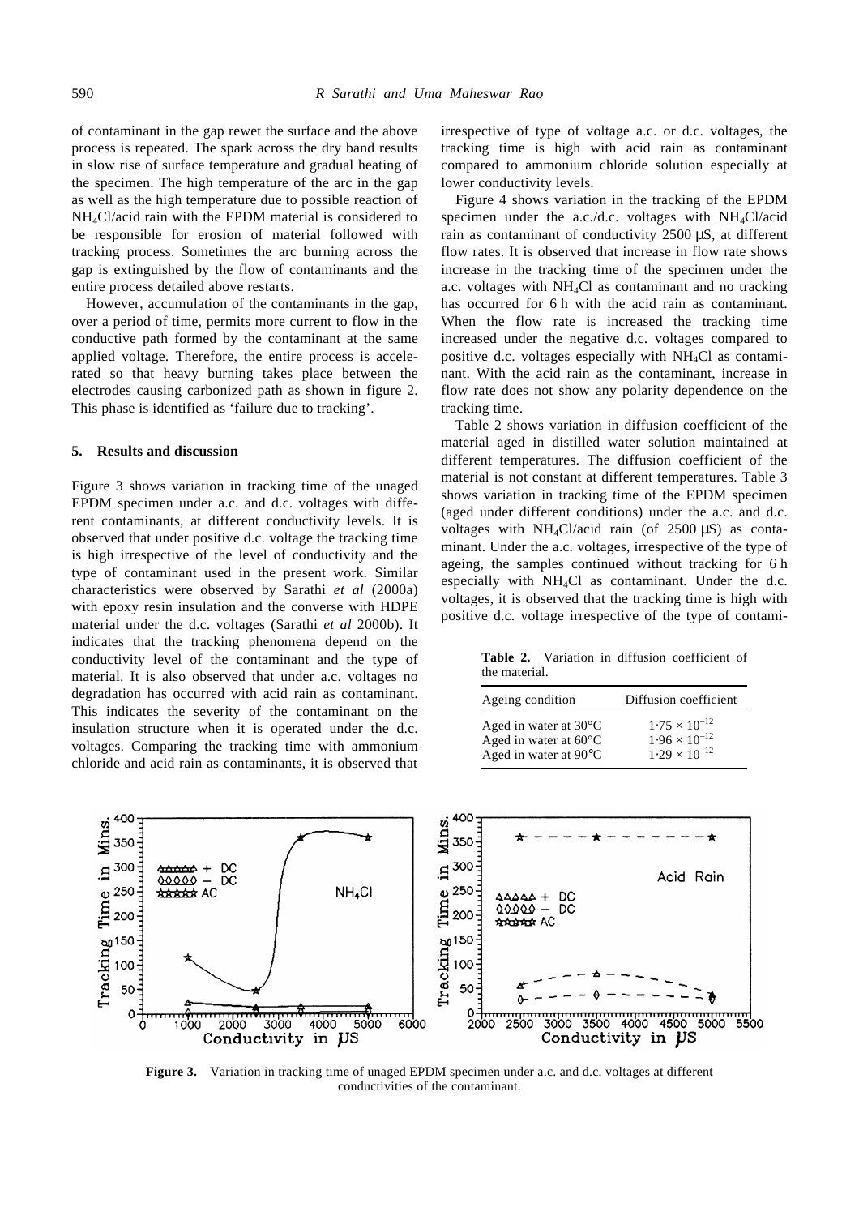of contaminant in the gap rewet the surface and the above process is repeated. The spark across the dry band results in slow rise of surface temperature and gradual heating of the specimen. The high temperature of the arc in the gap as well as the high temperature due to possible reaction of $NH_4Cl$/acid rain with the EPDM material is considered to be responsible for erosion of material followed with tracking process. Sometimes the arc burning across the gap is extinguished by the flow of contaminants and the entire process detailed above restarts.

However, accumulation of the contaminants in the gap, over a period of time, permits more current to flow in the conductive path formed by the contaminant at the same applied voltage. Therefore, the entire process is accelerated so that heavy burning takes place between the electrodes causing carbonized path as shown in figure 2. This phase is identified as 'failure due to tracking'.

## 5. Results and discussion

Figure 3 shows variation in tracking time of the unaged EPDM specimen under a.c. and d.c. voltages with different contaminants, at different conductivity levels. It is observed that under positive d.c. voltage the tracking time is high irrespective of the level of conductivity and the type of contaminant used in the present work. Similar characteristics were observed by Sarathi *et al* (2000a) with epoxy resin insulation and the converse with HDPE material under the d.c. voltages (Sarathi *et al* 2000b). It indicates that the tracking phenomena depend on the conductivity level of the contaminant and the type of material. It is also observed that under a.c. voltages no degradation has occurred with acid rain as contaminant. This indicates the severity of the contaminant on the insulation structure when it is operated under the d.c. voltages. Comparing the tracking time with ammonium chloride and acid rain as contaminants, it is observed that irrespective of type of voltage a.c. or d.c. voltages, the tracking time is high with acid rain as contaminant compared to ammonium chloride solution especially at lower conductivity levels.

Figure 4 shows variation in the tracking of the EPDM specimen under the a.c./d.c. voltages with $NH_4Cl$/acid rain as contaminant of conductivity 2500 μS, at different flow rates. It is observed that increase in flow rate shows increase in the tracking time of the specimen under the a.c. voltages with $NH_4Cl$ as contaminant and no tracking has occurred for 6 h with the acid rain as contaminant. When the flow rate is increased the tracking time increased under the negative d.c. voltages compared to positive d.c. voltages especially with $NH_4Cl$ as contaminant. With the acid rain as the contaminant, increase in flow rate does not show any polarity dependence on the tracking time.

Table 2 shows variation in diffusion coefficient of the material aged in distilled water solution maintained at different temperatures. The diffusion coefficient of the material is not constant at different temperatures. Table 3 shows variation in tracking time of the EPDM specimen (aged under different conditions) under the a.c. and d.c. voltages with $NH_4Cl$/acid rain (of 2500 μS) as contaminant. Under the a.c. voltages, irrespective of the type of ageing, the samples continued without tracking for 6 h especially with $NH_4Cl$ as contaminant. Under the d.c. voltages, it is observed that the tracking time is high with positive d.c. voltage irrespective of the type of contami-

**Table 2.** Variation in diffusion coefficient of the material.

| Ageing condition | Diffusion coefficient |
|---|---|
| Aged in water at 30°C | $1{\cdot}75 \times 10^{-12}$ |
| Aged in water at 60°C | $1{\cdot}96 \times 10^{-12}$ |
| Aged in water at 90°C | $1{\cdot}29 \times 10^{-12}$ |

**Figure 3.** Variation in tracking time of unaged EPDM specimen under a.c. and d.c. voltages at different conductivities of the contaminant.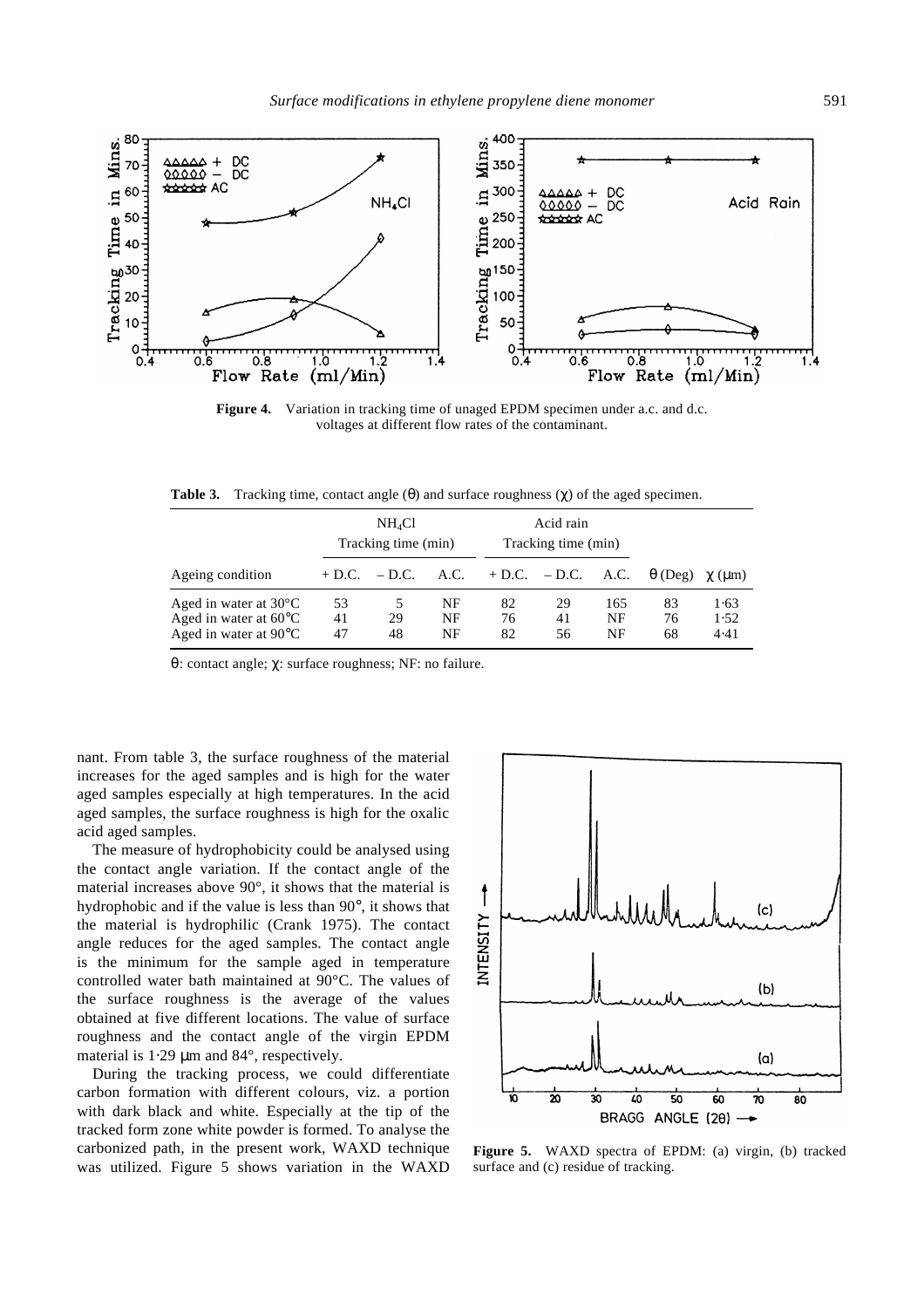**Figure 4.** Variation in tracking time of unaged EPDM specimen under a.c. and d.c. voltages at different flow rates of the contaminant.

**Table 3.** Tracking time, contact angle (θ) and surface roughness (χ) of the aged specimen.

| | $NH_4Cl$ Tracking time (min) | | | Acid rain Tracking time (min) | | | | |
|---|---|---|---|---|---|---|---|---|
| Ageing condition | + D.C. | – D.C. | A.C. | + D.C. | – D.C. | A.C. | θ (Deg) | χ (μm) |
| Aged in water at 30°C | 53 | 5 | NF | 82 | 29 | 165 | 83 | 1·63 |
| Aged in water at 60°C | 41 | 29 | NF | 76 | 41 | NF | 76 | 1·52 |
| Aged in water at 90°C | 47 | 48 | NF | 82 | 56 | NF | 68 | 4·41 |

θ: contact angle; χ: surface roughness; NF: no failure.

nant. From table 3, the surface roughness of the material increases for the aged samples and is high for the water aged samples especially at high temperatures. In the acid aged samples, the surface roughness is high for the oxalic acid aged samples.

The measure of hydrophobicity could be analysed using the contact angle variation. If the contact angle of the material increases above 90°, it shows that the material is hydrophobic and if the value is less than 90°, it shows that the material is hydrophilic (Crank 1975). The contact angle reduces for the aged samples. The contact angle is the minimum for the sample aged in temperature controlled water bath maintained at 90°C. The values of the surface roughness is the average of the values obtained at five different locations. The value of surface roughness and the contact angle of the virgin EPDM material is 1·29 μm and 84°, respectively.

During the tracking process, we could differentiate carbon formation with different colours, viz. a portion with dark black and white. Especially at the tip of the tracked form zone white powder is formed. To analyse the carbonized path, in the present work, WAXD technique was utilized. Figure 5 shows variation in the WAXD

**Figure 5.** WAXD spectra of EPDM: (a) virgin, (b) tracked surface and (c) residue of tracking.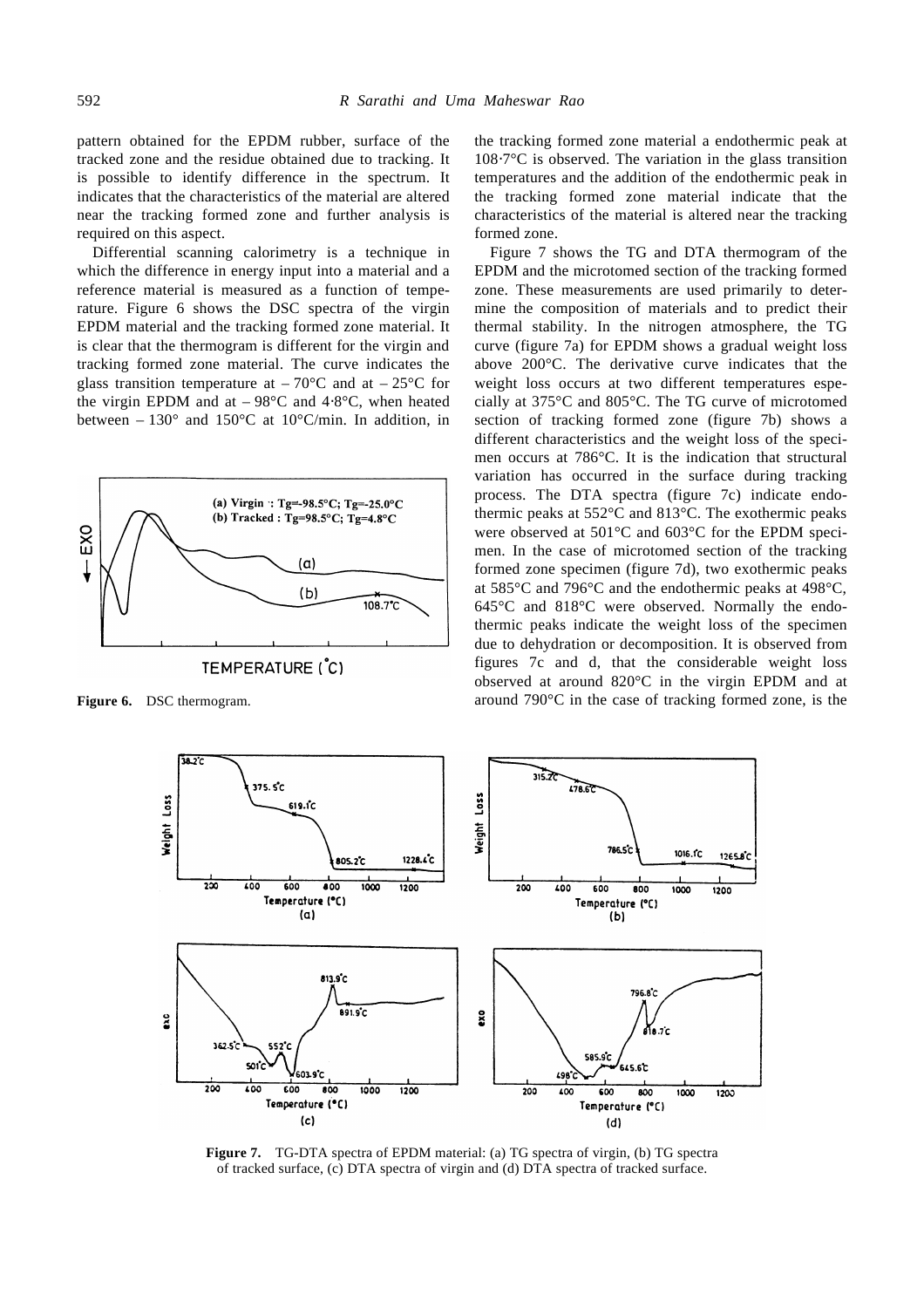pattern obtained for the EPDM rubber, surface of the tracked zone and the residue obtained due to tracking. It is possible to identify difference in the spectrum. It indicates that the characteristics of the material are altered near the tracking formed zone and further analysis is required on this aspect.

Differential scanning calorimetry is a technique in which the difference in energy input into a material and a reference material is measured as a function of temperature. Figure 6 shows the DSC spectra of the virgin EPDM material and the tracking formed zone material. It is clear that the thermogram is different for the virgin and tracking formed zone material. The curve indicates the glass transition temperature at – 70°C and at – 25°C for the virgin EPDM and at – 98°C and 4·8°C, when heated between – 130° and 150°C at 10°C/min. In addition, in the tracking formed zone material a endothermic peak at 108·7°C is observed. The variation in the glass transition temperatures and the addition of the endothermic peak in the tracking formed zone material indicate that the characteristics of the material is altered near the tracking formed zone.

**Figure 6.** DSC thermogram.

Figure 7 shows the TG and DTA thermogram of the EPDM and the microtomed section of the tracking formed zone. These measurements are used primarily to determine the composition of materials and to predict their thermal stability. In the nitrogen atmosphere, the TG curve (figure 7a) for EPDM shows a gradual weight loss above 200°C. The derivative curve indicates that the weight loss occurs at two different temperatures especially at 375°C and 805°C. The TG curve of microtomed section of tracking formed zone (figure 7b) shows a different characteristics and the weight loss of the specimen occurs at 786°C. It is the indication that structural variation has occurred in the surface during tracking process. The DTA spectra (figure 7c) indicate endothermic peaks at 552°C and 813°C. The exothermic peaks were observed at 501°C and 603°C for the EPDM specimen. In the case of microtomed section of the tracking formed zone specimen (figure 7d), two exothermic peaks at 585°C and 796°C and the endothermic peaks at 498°C, 645°C and 818°C were observed. Normally the endothermic peaks indicate the weight loss of the specimen due to dehydration or decomposition. It is observed from figures 7c and d, that the considerable weight loss observed at around 820°C in the virgin EPDM and at around 790°C in the case of tracking formed zone, is the

**Figure 7.** TG-DTA spectra of EPDM material: (a) TG spectra of virgin, (b) TG spectra of tracked surface, (c) DTA spectra of virgin and (d) DTA spectra of tracked surface.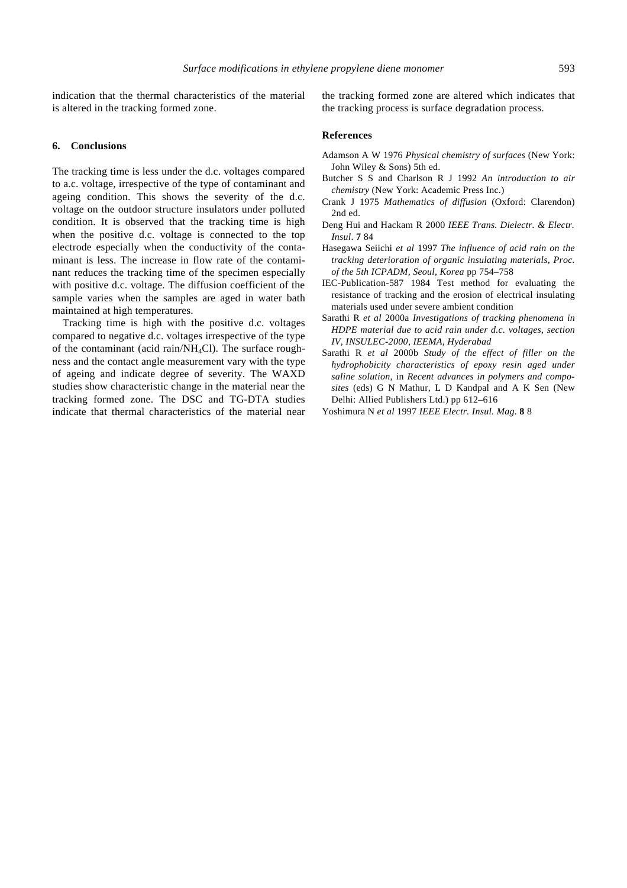indication that the thermal characteristics of the material is altered in the tracking formed zone.

## 6. Conclusions

The tracking time is less under the d.c. voltages compared to a.c. voltage, irrespective of the type of contaminant and ageing condition. This shows the severity of the d.c. voltage on the outdoor structure insulators under polluted condition. It is observed that the tracking time is high when the positive d.c. voltage is connected to the top electrode especially when the conductivity of the contaminant is less. The increase in flow rate of the contaminant reduces the tracking time of the specimen especially with positive d.c. voltage. The diffusion coefficient of the sample varies when the samples are aged in water bath maintained at high temperatures.

Tracking time is high with the positive d.c. voltages compared to negative d.c. voltages irrespective of the type of the contaminant (acid rain/$NH_4Cl$). The surface roughness and the contact angle measurement vary with the type of ageing and indicate degree of severity. The WAXD studies show characteristic change in the material near the tracking formed zone. The DSC and TG-DTA studies indicate that thermal characteristics of the material near the tracking formed zone are altered which indicates that the tracking process is surface degradation process.

## References

Adamson A W 1976 *Physical chemistry of surfaces* (New York: John Wiley & Sons) 5th ed.

Butcher S S and Charlson R J 1992 *An introduction to air chemistry* (New York: Academic Press Inc.)

Crank J 1975 *Mathematics of diffusion* (Oxford: Clarendon) 2nd ed.

Deng Hui and Hackam R 2000 *IEEE Trans. Dielectr. & Electr. Insul*. **7** 84

Hasegawa Seiichi *et al* 1997 *The influence of acid rain on the tracking deterioration of organic insulating materials, Proc. of the 5th ICPADM, Seoul, Korea* pp 754–758

IEC-Publication-587 1984 Test method for evaluating the resistance of tracking and the erosion of electrical insulating materials used under severe ambient condition

Sarathi R *et al* 2000a *Investigations of tracking phenomena in HDPE material due to acid rain under d.c. voltages, section IV, INSULEC-2000, IEEMA, Hyderabad*

Sarathi R *et al* 2000b *Study of the effect of filler on the hydrophobicity characteristics of epoxy resin aged under saline solution*, in *Recent advances in polymers and composites* (eds) G N Mathur, L D Kandpal and A K Sen (New Delhi: Allied Publishers Ltd.) pp 612–616

Yoshimura N *et al* 1997 *IEEE Electr. Insul. Mag*. **8** 8